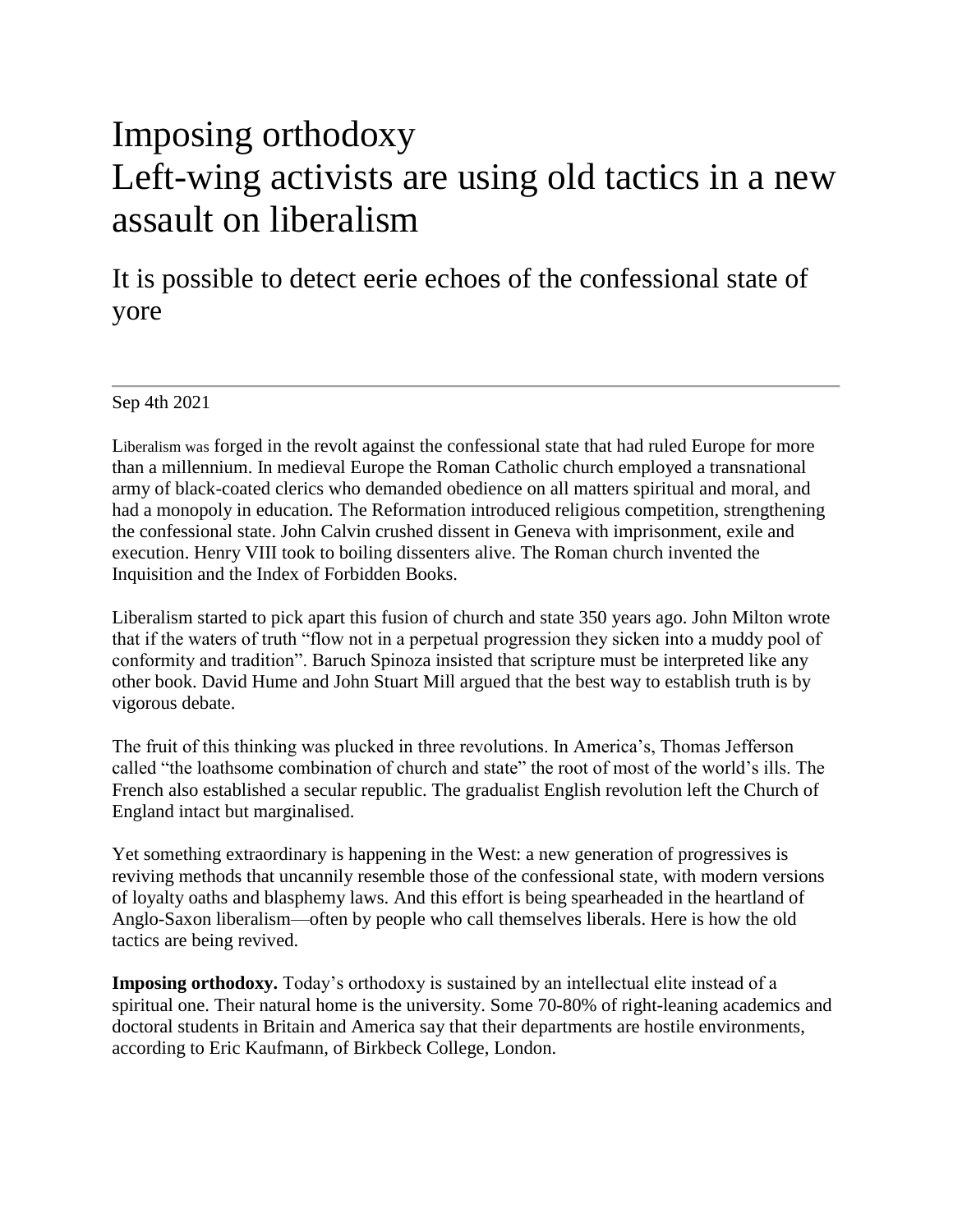# Imposing orthodoxy
# Left-wing activists are using old tactics in a new assault on liberalism

## It is possible to detect eerie echoes of the confessional state of yore

---

Sep 4th 2021

Liberalism was forged in the revolt against the confessional state that had ruled Europe for more than a millennium. In medieval Europe the Roman Catholic church employed a transnational army of black-coated clerics who demanded obedience on all matters spiritual and moral, and had a monopoly in education. The Reformation introduced religious competition, strengthening the confessional state. John Calvin crushed dissent in Geneva with imprisonment, exile and execution. Henry VIII took to boiling dissenters alive. The Roman church invented the Inquisition and the Index of Forbidden Books.

Liberalism started to pick apart this fusion of church and state 350 years ago. John Milton wrote that if the waters of truth "flow not in a perpetual progression they sicken into a muddy pool of conformity and tradition". Baruch Spinoza insisted that scripture must be interpreted like any other book. David Hume and John Stuart Mill argued that the best way to establish truth is by vigorous debate.

The fruit of this thinking was plucked in three revolutions. In America's, Thomas Jefferson called "the loathsome combination of church and state" the root of most of the world's ills. The French also established a secular republic. The gradualist English revolution left the Church of England intact but marginalised.

Yet something extraordinary is happening in the West: a new generation of progressives is reviving methods that uncannily resemble those of the confessional state, with modern versions of loyalty oaths and blasphemy laws. And this effort is being spearheaded in the heartland of Anglo-Saxon liberalism—often by people who call themselves liberals. Here is how the old tactics are being revived.

**Imposing orthodoxy.** Today's orthodoxy is sustained by an intellectual elite instead of a spiritual one. Their natural home is the university. Some 70-80% of right-leaning academics and doctoral students in Britain and America say that their departments are hostile environments, according to Eric Kaufmann, of Birkbeck College, London.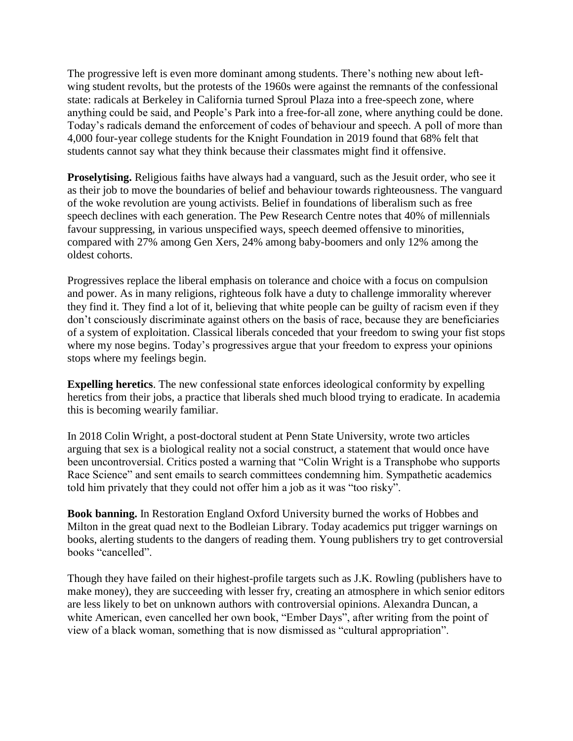The progressive left is even more dominant among students. There's nothing new about left-wing student revolts, but the protests of the 1960s were against the remnants of the confessional state: radicals at Berkeley in California turned Sproul Plaza into a free-speech zone, where anything could be said, and People's Park into a free-for-all zone, where anything could be done. Today's radicals demand the enforcement of codes of behaviour and speech. A poll of more than 4,000 four-year college students for the Knight Foundation in 2019 found that 68% felt that students cannot say what they think because their classmates might find it offensive.

**Proselytising.** Religious faiths have always had a vanguard, such as the Jesuit order, who see it as their job to move the boundaries of belief and behaviour towards righteousness. The vanguard of the woke revolution are young activists. Belief in foundations of liberalism such as free speech declines with each generation. The Pew Research Centre notes that 40% of millennials favour suppressing, in various unspecified ways, speech deemed offensive to minorities, compared with 27% among Gen Xers, 24% among baby-boomers and only 12% among the oldest cohorts.

Progressives replace the liberal emphasis on tolerance and choice with a focus on compulsion and power. As in many religions, righteous folk have a duty to challenge immorality wherever they find it. They find a lot of it, believing that white people can be guilty of racism even if they don't consciously discriminate against others on the basis of race, because they are beneficiaries of a system of exploitation. Classical liberals conceded that your freedom to swing your fist stops where my nose begins. Today's progressives argue that your freedom to express your opinions stops where my feelings begin.

**Expelling heretics**. The new confessional state enforces ideological conformity by expelling heretics from their jobs, a practice that liberals shed much blood trying to eradicate. In academia this is becoming wearily familiar.

In 2018 Colin Wright, a post-doctoral student at Penn State University, wrote two articles arguing that sex is a biological reality not a social construct, a statement that would once have been uncontroversial. Critics posted a warning that "Colin Wright is a Transphobe who supports Race Science" and sent emails to search committees condemning him. Sympathetic academics told him privately that they could not offer him a job as it was "too risky".

**Book banning.** In Restoration England Oxford University burned the works of Hobbes and Milton in the great quad next to the Bodleian Library. Today academics put trigger warnings on books, alerting students to the dangers of reading them. Young publishers try to get controversial books "cancelled".

Though they have failed on their highest-profile targets such as J.K. Rowling (publishers have to make money), they are succeeding with lesser fry, creating an atmosphere in which senior editors are less likely to bet on unknown authors with controversial opinions. Alexandra Duncan, a white American, even cancelled her own book, "Ember Days", after writing from the point of view of a black woman, something that is now dismissed as "cultural appropriation".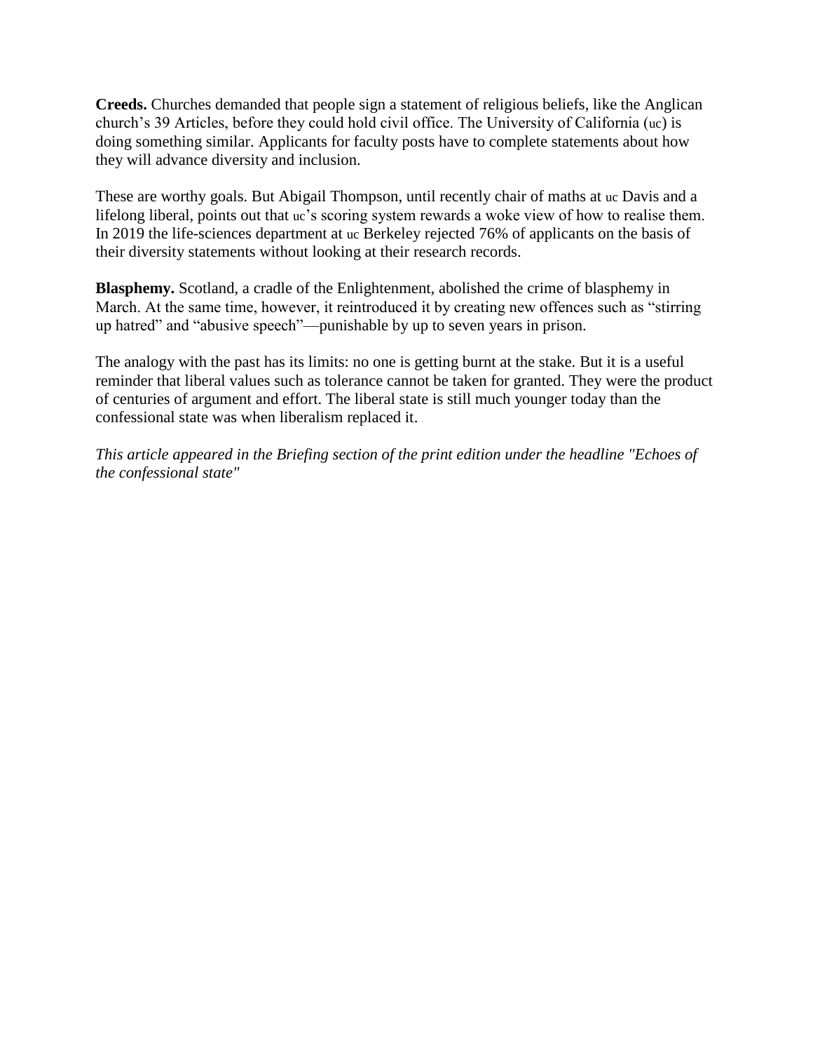**Creeds.** Churches demanded that people sign a statement of religious beliefs, like the Anglican church's 39 Articles, before they could hold civil office. The University of California (uc) is doing something similar. Applicants for faculty posts have to complete statements about how they will advance diversity and inclusion.

These are worthy goals. But Abigail Thompson, until recently chair of maths at uc Davis and a lifelong liberal, points out that uc's scoring system rewards a woke view of how to realise them. In 2019 the life-sciences department at uc Berkeley rejected 76% of applicants on the basis of their diversity statements without looking at their research records.

**Blasphemy.** Scotland, a cradle of the Enlightenment, abolished the crime of blasphemy in March. At the same time, however, it reintroduced it by creating new offences such as "stirring up hatred" and "abusive speech"—punishable by up to seven years in prison.

The analogy with the past has its limits: no one is getting burnt at the stake. But it is a useful reminder that liberal values such as tolerance cannot be taken for granted. They were the product of centuries of argument and effort. The liberal state is still much younger today than the confessional state was when liberalism replaced it.

*This article appeared in the Briefing section of the print edition under the headline "Echoes of the confessional state"*